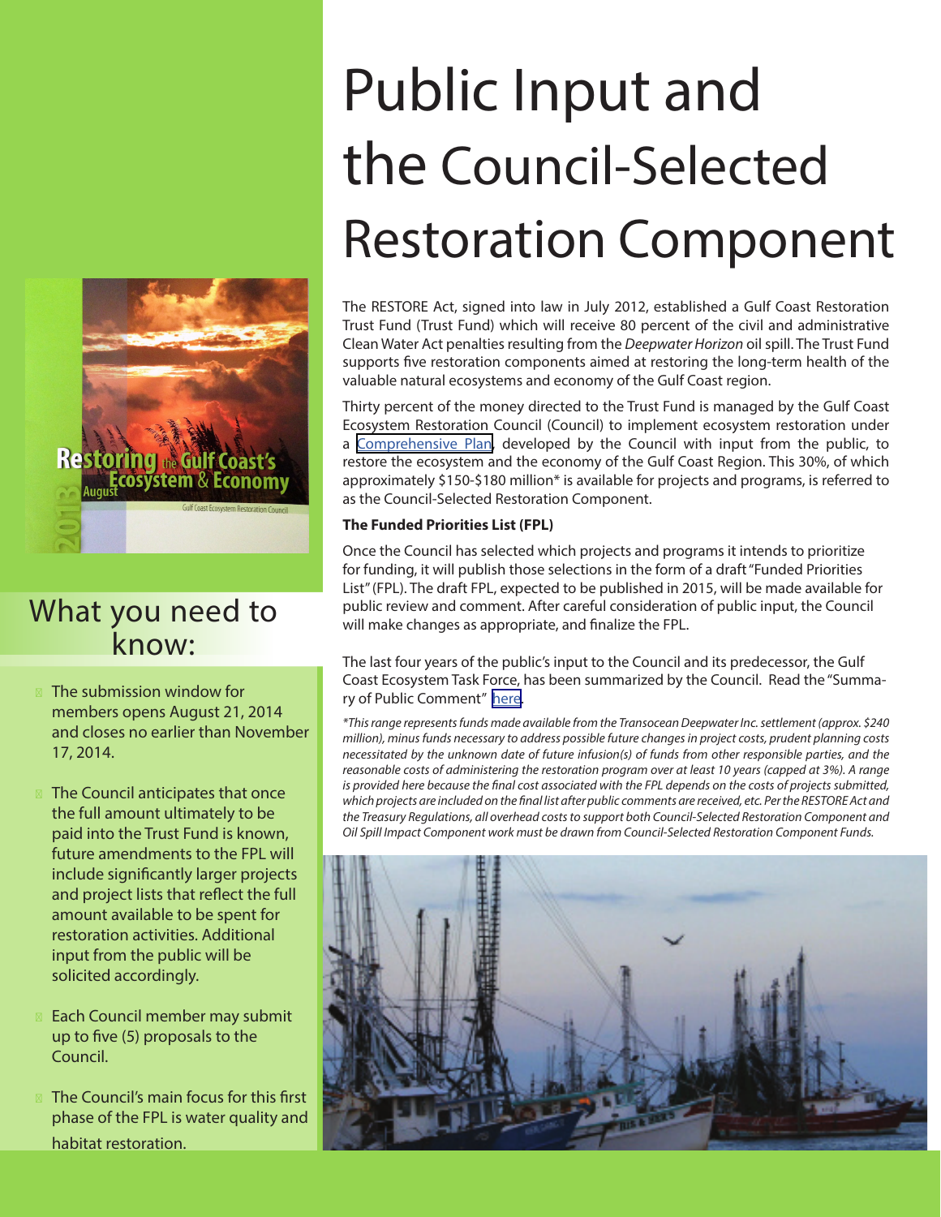# Public Input and the Council-Selected Restoration Component

The RESTORE Act, signed into law in July 2012, established a Gulf Coast Restoration Trust Fund (Trust Fund) which will receive 80 percent of the civil and administrative Clean Water Act penalties resulting from the *Deepwater Horizon* oil spill. The Trust Fund supports five restoration components aimed at restoring the long-term health of the valuable natural ecosystems and economy of the Gulf Coast region.

Thirty percent of the money directed to the Trust Fund is managed by the Gulf Coast Ecosystem Restoration Council (Council) to implement ecosystem restoration under a Comprehensive Plan, developed by the Council with input from the public, to restore the ecosystem and the economy of the Gulf Coast Region. This 30%, of which approximately $150-$180 million* is available for projects and programs, is referred to as the Council-Selected Restoration Component.

**The Funded Priorities List (FPL)**

Once the Council has selected which projects and programs it intends to prioritize for funding, it will publish those selections in the form of a draft "Funded Priorities List" (FPL). The draft FPL, expected to be published in 2015, will be made available for public review and comment. After careful consideration of public input, the Council will make changes as appropriate, and finalize the FPL.

The last four years of the public's input to the Council and its predecessor, the Gulf Coast Ecosystem Task Force, has been summarized by the Council. Read the "Summary of Public Comment" here.

*\*This range represents funds made available from the Transocean Deepwater Inc. settlement (approx. $240 million), minus funds necessary to address possible future changes in project costs, prudent planning costs necessitated by the unknown date of future infusion(s) of funds from other responsible parties, and the reasonable costs of administering the restoration program over at least 10 years (capped at 3%). A range is provided here because the final cost associated with the FPL depends on the costs of projects submitted, which projects are included on the final list after public comments are received, etc. Per the RESTORE Act and the Treasury Regulations, all overhead costs to support both Council-Selected Restoration Component and Oil Spill Impact Component work must be drawn from Council-Selected Restoration Component Funds.*

## What you need to know:

- The submission window for members opens August 21, 2014 and closes no earlier than November 17, 2014.
- The Council anticipates that once the full amount ultimately to be paid into the Trust Fund is known, future amendments to the FPL will include significantly larger projects and project lists that reflect the full amount available to be spent for restoration activities. Additional input from the public will be solicited accordingly.
- Each Council member may submit up to five (5) proposals to the Council.
- The Council's main focus for this first phase of the FPL is water quality and habitat restoration.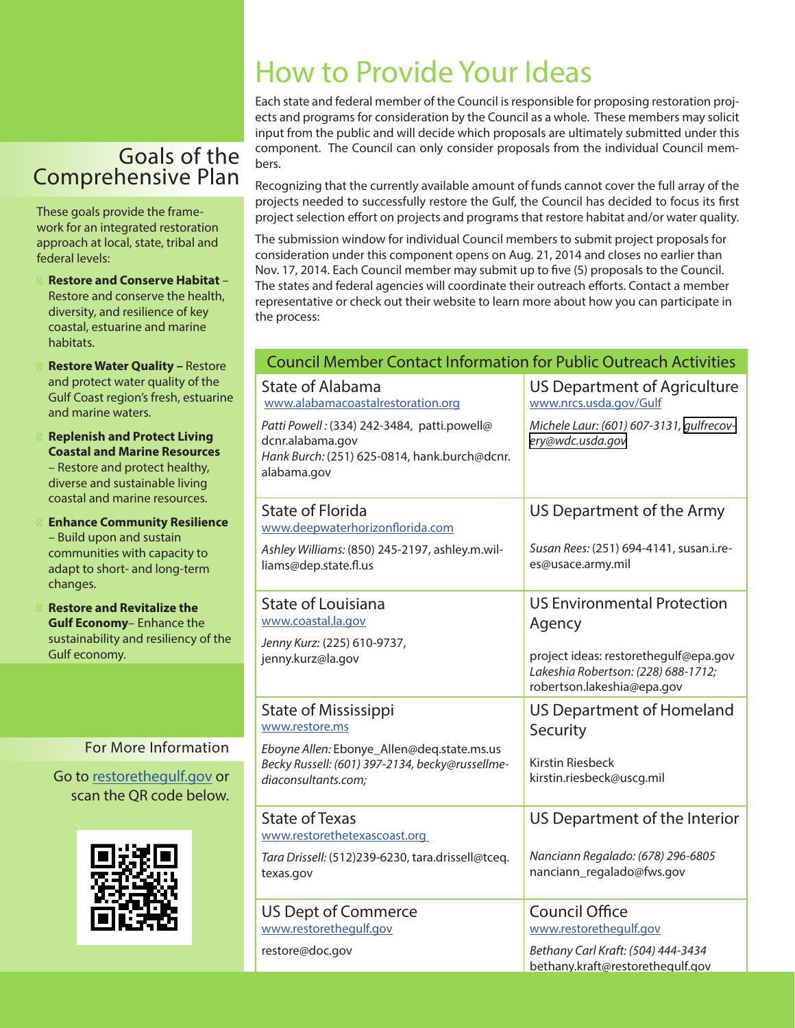# How to Provide Your Ideas

Each state and federal member of the Council is responsible for proposing restoration projects and programs for consideration by the Council as a whole. These members may solicit input from the public and will decide which proposals are ultimately submitted under this component. The Council can only consider proposals from the individual Council members.

Recognizing that the currently available amount of funds cannot cover the full array of the projects needed to successfully restore the Gulf, the Council has decided to focus its first project selection effort on projects and programs that restore habitat and/or water quality.

The submission window for individual Council members to submit project proposals for consideration under this component opens on Aug. 21, 2014 and closes no earlier than Nov. 17, 2014. Each Council member may submit up to five (5) proposals to the Council. The states and federal agencies will coordinate their outreach efforts. Contact a member representative or check out their website to learn more about how you can participate in the process:

## Council Member Contact Information for Public Outreach Activities

| | |
|---|---|
| **State of Alabama**<br>www.alabamacoastalrestoration.org<br>*Patti Powell* : (334) 242-3484, patti.powell@dcnr.alabama.gov<br>*Hank Burch:* (251) 625-0814, hank.burch@dcnr.alabama.gov | **US Department of Agriculture**<br>www.nrcs.usda.gov/Gulf<br>*Michele Laur: (601) 607-3131, gulfrecovery@wdc.usda.gov* |
| **State of Florida**<br>www.deepwaterhorizonflorida.com<br>*Ashley Williams:* (850) 245-2197, ashley.m.williams@dep.state.fl.us | **US Department of the Army**<br>*Susan Rees:* (251) 694-4141, susan.i.rees@usace.army.mil |
| **State of Louisiana**<br>www.coastal.la.gov<br>*Jenny Kurz:* (225) 610-9737, jenny.kurz@la.gov | **US Environmental Protection Agency**<br>project ideas: restorethegulf@epa.gov<br>*Lakeshia Robertson: (228) 688-1712;*<br>robertson.lakeshia@epa.gov |
| **State of Mississippi**<br>www.restore.ms<br>*Eboyne Allen:* Ebonye_Allen@deq.state.ms.us<br>*Becky Russell: (601) 397-2134, becky@russellmediaconsultants.com;* | **US Department of Homeland Security**<br>Kirstin Riesbeck<br>kirstin.riesbeck@uscg.mil |
| **State of Texas**<br>www.restorethetexascoast.org<br>*Tara Drissell:* (512)239-6230, tara.drissell@tceq.texas.gov | **US Department of the Interior**<br>*Nanciann Regalado: (678) 296-6805*<br>nanciann_regalado@fws.gov |
| **US Dept of Commerce**<br>www.restorethegulf.gov<br>restore@doc.gov | **Council Office**<br>www.restorethegulf.gov<br>*Bethany Carl Kraft: (504) 444-3434*<br>bethany.kraft@restorethegulf.gov |

## Goals of the Comprehensive Plan

These goals provide the framework for an integrated restoration approach at local, state, tribal and federal levels:

- **Restore and Conserve Habitat** – Restore and conserve the health, diversity, and resilience of key coastal, estuarine and marine habitats.
- **Restore Water Quality –** Restore and protect water quality of the Gulf Coast region's fresh, estuarine and marine waters.
- **Replenish and Protect Living Coastal and Marine Resources** – Restore and protect healthy, diverse and sustainable living coastal and marine resources.
- **Enhance Community Resilience** – Build upon and sustain communities with capacity to adapt to short- and long-term changes.
- **Restore and Revitalize the Gulf Economy**– Enhance the sustainability and resiliency of the Gulf economy.

## For More Information

Go to restorethegulf.gov or scan the QR code below.